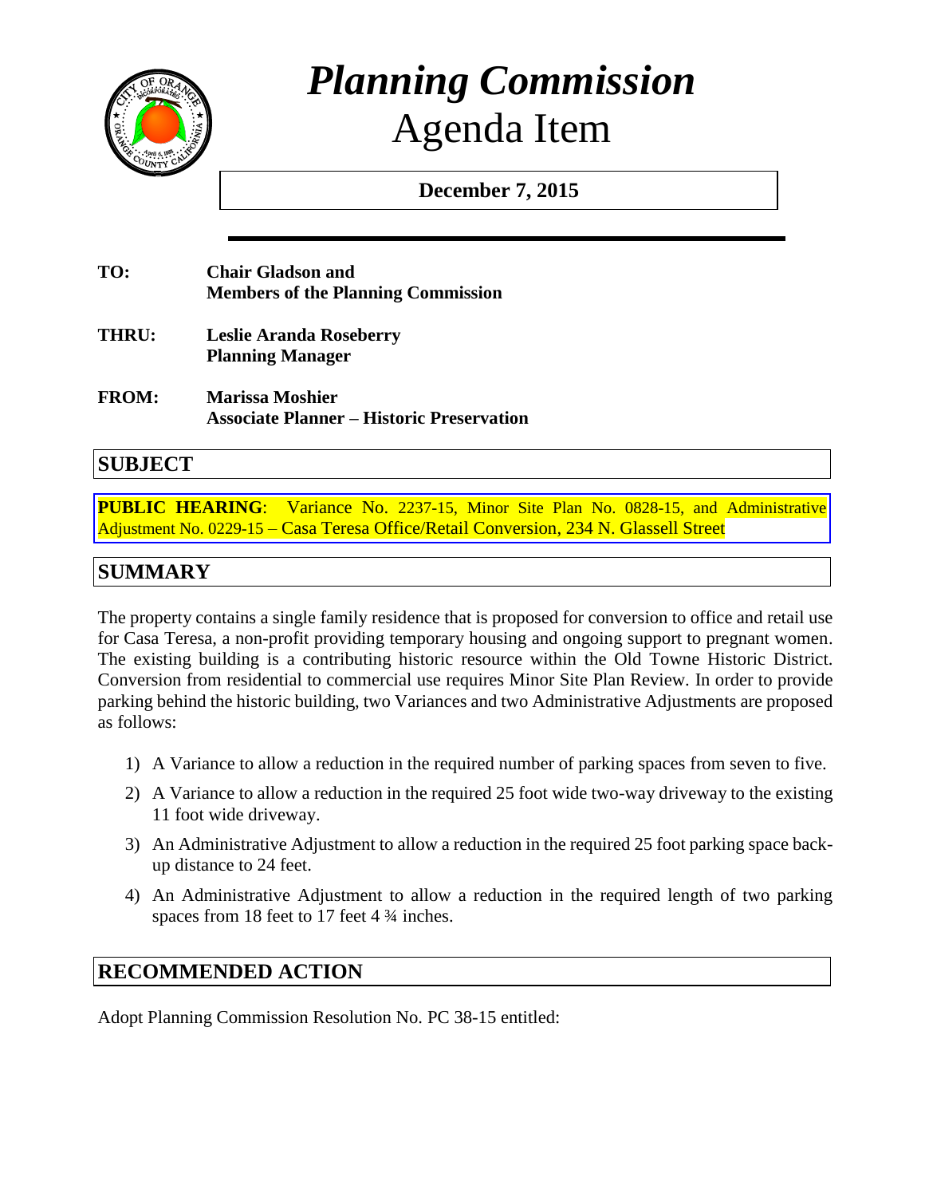# *Planning Commission*
# Agenda Item

**December 7, 2015**

**TO:** **Chair Gladson and Members of the Planning Commission**

**THRU:** **Leslie Aranda Roseberry Planning Manager**

**FROM:** **Marissa Moshier Associate Planner – Historic Preservation**

## SUBJECT

**PUBLIC HEARING**: Variance No. 2237-15, Minor Site Plan No. 0828-15, and Administrative Adjustment No. 0229-15 – Casa Teresa Office/Retail Conversion, 234 N. Glassell Street

## SUMMARY

The property contains a single family residence that is proposed for conversion to office and retail use for Casa Teresa, a non-profit providing temporary housing and ongoing support to pregnant women. The existing building is a contributing historic resource within the Old Towne Historic District. Conversion from residential to commercial use requires Minor Site Plan Review. In order to provide parking behind the historic building, two Variances and two Administrative Adjustments are proposed as follows:

1) A Variance to allow a reduction in the required number of parking spaces from seven to five.
2) A Variance to allow a reduction in the required 25 foot wide two-way driveway to the existing 11 foot wide driveway.
3) An Administrative Adjustment to allow a reduction in the required 25 foot parking space back-up distance to 24 feet.
4) An Administrative Adjustment to allow a reduction in the required length of two parking spaces from 18 feet to 17 feet 4 ¾ inches.

## RECOMMENDED ACTION

Adopt Planning Commission Resolution No. PC 38-15 entitled: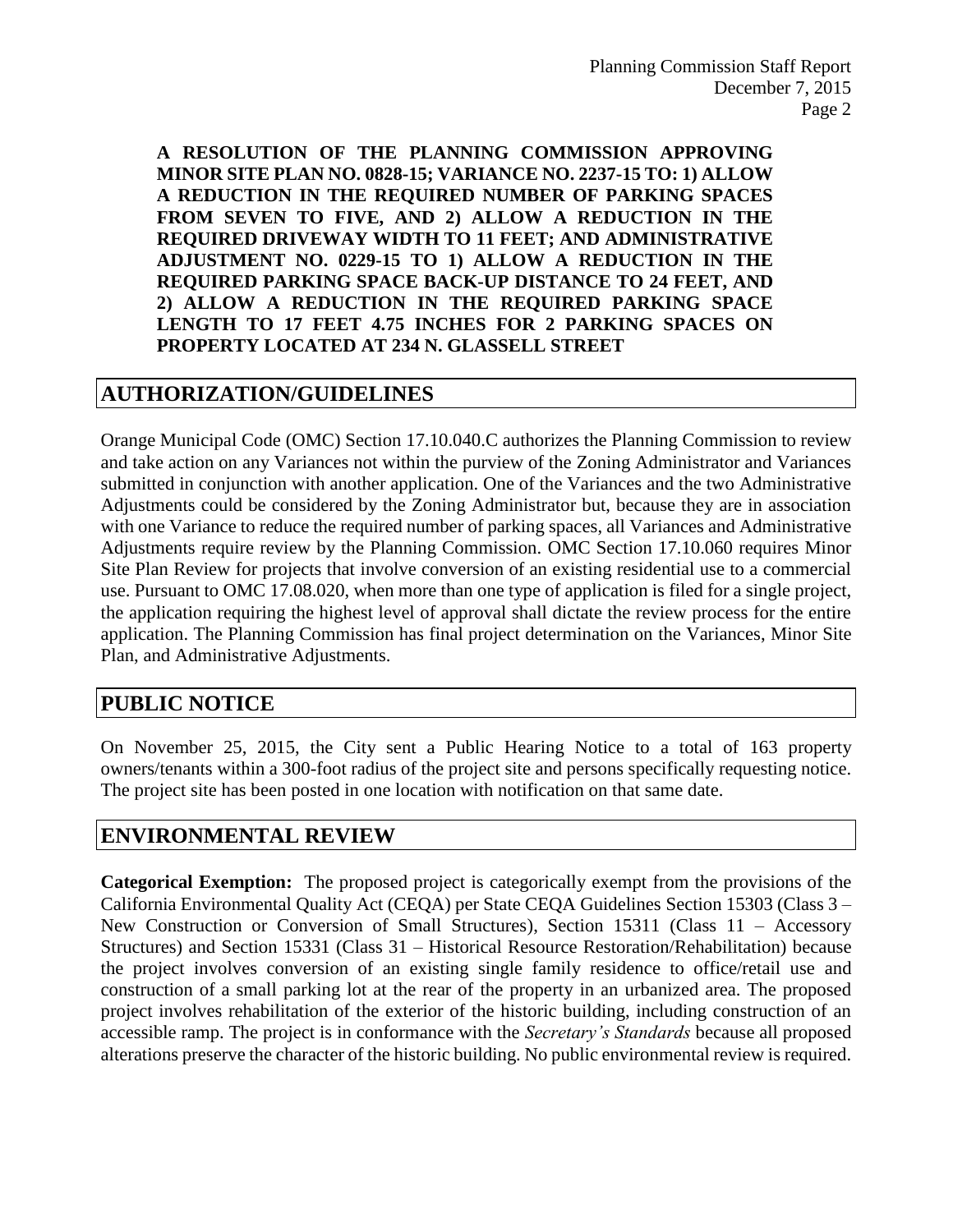**A RESOLUTION OF THE PLANNING COMMISSION APPROVING MINOR SITE PLAN NO. 0828-15; VARIANCE NO. 2237-15 TO: 1) ALLOW A REDUCTION IN THE REQUIRED NUMBER OF PARKING SPACES FROM SEVEN TO FIVE, AND 2) ALLOW A REDUCTION IN THE REQUIRED DRIVEWAY WIDTH TO 11 FEET; AND ADMINISTRATIVE ADJUSTMENT NO. 0229-15 TO 1) ALLOW A REDUCTION IN THE REQUIRED PARKING SPACE BACK-UP DISTANCE TO 24 FEET, AND 2) ALLOW A REDUCTION IN THE REQUIRED PARKING SPACE LENGTH TO 17 FEET 4.75 INCHES FOR 2 PARKING SPACES ON PROPERTY LOCATED AT 234 N. GLASSELL STREET**

## AUTHORIZATION/GUIDELINES

Orange Municipal Code (OMC) Section 17.10.040.C authorizes the Planning Commission to review and take action on any Variances not within the purview of the Zoning Administrator and Variances submitted in conjunction with another application. One of the Variances and the two Administrative Adjustments could be considered by the Zoning Administrator but, because they are in association with one Variance to reduce the required number of parking spaces, all Variances and Administrative Adjustments require review by the Planning Commission. OMC Section 17.10.060 requires Minor Site Plan Review for projects that involve conversion of an existing residential use to a commercial use. Pursuant to OMC 17.08.020, when more than one type of application is filed for a single project, the application requiring the highest level of approval shall dictate the review process for the entire application. The Planning Commission has final project determination on the Variances, Minor Site Plan, and Administrative Adjustments.

## PUBLIC NOTICE

On November 25, 2015, the City sent a Public Hearing Notice to a total of 163 property owners/tenants within a 300-foot radius of the project site and persons specifically requesting notice. The project site has been posted in one location with notification on that same date.

## ENVIRONMENTAL REVIEW

**Categorical Exemption:** The proposed project is categorically exempt from the provisions of the California Environmental Quality Act (CEQA) per State CEQA Guidelines Section 15303 (Class 3 – New Construction or Conversion of Small Structures), Section 15311 (Class 11 – Accessory Structures) and Section 15331 (Class 31 – Historical Resource Restoration/Rehabilitation) because the project involves conversion of an existing single family residence to office/retail use and construction of a small parking lot at the rear of the property in an urbanized area. The proposed project involves rehabilitation of the exterior of the historic building, including construction of an accessible ramp. The project is in conformance with the *Secretary's Standards* because all proposed alterations preserve the character of the historic building. No public environmental review is required.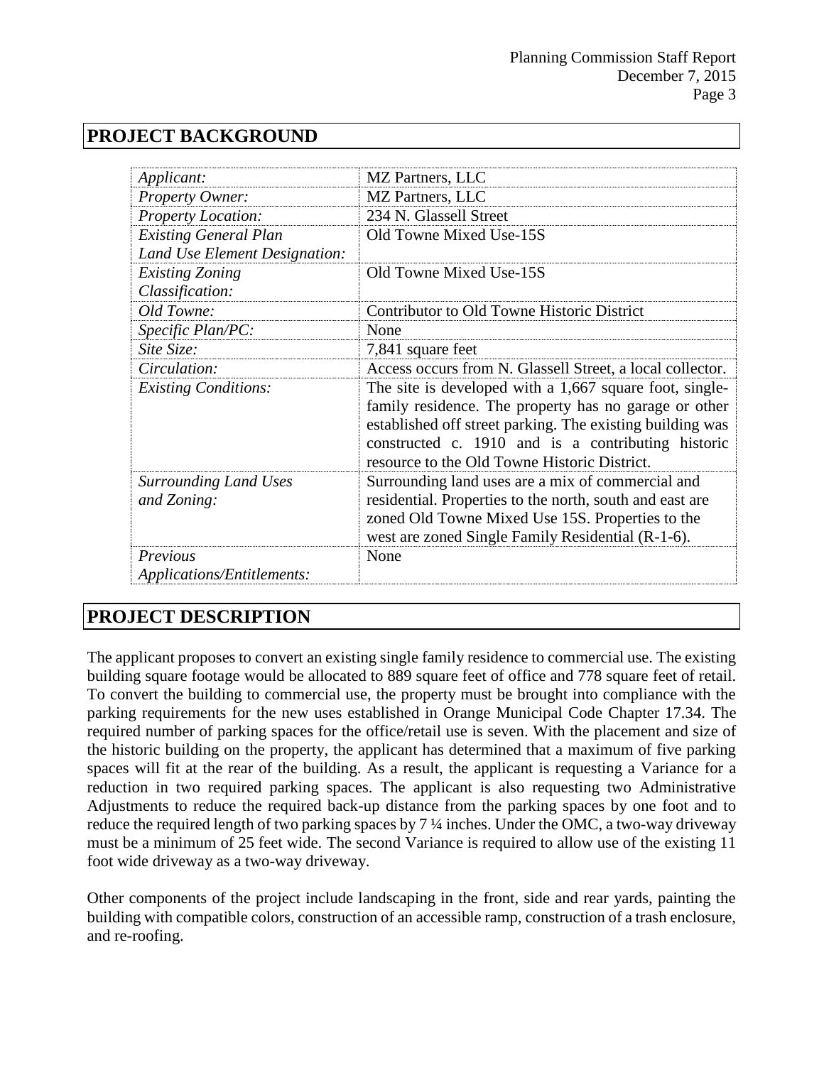## PROJECT BACKGROUND

| | |
|---|---|
| *Applicant:* | MZ Partners, LLC |
| *Property Owner:* | MZ Partners, LLC |
| *Property Location:* | 234 N. Glassell Street |
| *Existing General Plan Land Use Element Designation:* | Old Towne Mixed Use-15S |
| *Existing Zoning Classification:* | Old Towne Mixed Use-15S |
| *Old Towne:* | Contributor to Old Towne Historic District |
| *Specific Plan/PC:* | None |
| *Site Size:* | 7,841 square feet |
| *Circulation:* | Access occurs from N. Glassell Street, a local collector. |
| *Existing Conditions:* | The site is developed with a 1,667 square foot, single-family residence. The property has no garage or other established off street parking. The existing building was constructed c. 1910 and is a contributing historic resource to the Old Towne Historic District. |
| *Surrounding Land Uses and Zoning:* | Surrounding land uses are a mix of commercial and residential. Properties to the north, south and east are zoned Old Towne Mixed Use 15S. Properties to the west are zoned Single Family Residential (R-1-6). |
| *Previous Applications/Entitlements:* | None |

## PROJECT DESCRIPTION

The applicant proposes to convert an existing single family residence to commercial use. The existing building square footage would be allocated to 889 square feet of office and 778 square feet of retail. To convert the building to commercial use, the property must be brought into compliance with the parking requirements for the new uses established in Orange Municipal Code Chapter 17.34. The required number of parking spaces for the office/retail use is seven. With the placement and size of the historic building on the property, the applicant has determined that a maximum of five parking spaces will fit at the rear of the building. As a result, the applicant is requesting a Variance for a reduction in two required parking spaces. The applicant is also requesting two Administrative Adjustments to reduce the required back-up distance from the parking spaces by one foot and to reduce the required length of two parking spaces by 7 ¼ inches. Under the OMC, a two-way driveway must be a minimum of 25 feet wide. The second Variance is required to allow use of the existing 11 foot wide driveway as a two-way driveway.

Other components of the project include landscaping in the front, side and rear yards, painting the building with compatible colors, construction of an accessible ramp, construction of a trash enclosure, and re-roofing.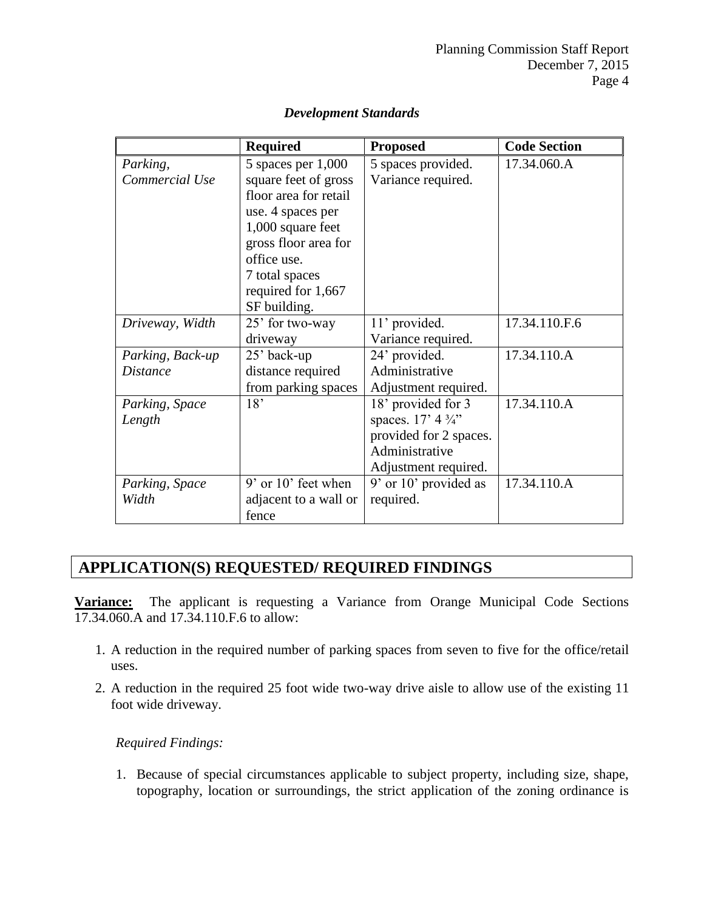### *Development Standards*

| | Required | Proposed | Code Section |
|---|---|---|---|
| *Parking, Commercial Use* | 5 spaces per 1,000 square feet of gross floor area for retail use. 4 spaces per 1,000 square feet gross floor area for office use. 7 total spaces required for 1,667 SF building. | 5 spaces provided. Variance required. | 17.34.060.A |
| *Driveway, Width* | 25' for two-way driveway | 11' provided. Variance required. | 17.34.110.F.6 |
| *Parking, Back-up Distance* | 25' back-up distance required from parking spaces | 24' provided. Administrative Adjustment required. | 17.34.110.A |
| *Parking, Space Length* | 18' | 18' provided for 3 spaces. 17' 4 ¾" provided for 2 spaces. Administrative Adjustment required. | 17.34.110.A |
| *Parking, Space Width* | 9' or 10' feet when adjacent to a wall or fence | 9' or 10' provided as required. | 17.34.110.A |

## APPLICATION(S) REQUESTED/ REQUIRED FINDINGS

**Variance:** The applicant is requesting a Variance from Orange Municipal Code Sections 17.34.060.A and 17.34.110.F.6 to allow:

1. A reduction in the required number of parking spaces from seven to five for the office/retail uses.
2. A reduction in the required 25 foot wide two-way drive aisle to allow use of the existing 11 foot wide driveway.

*Required Findings:*

1. Because of special circumstances applicable to subject property, including size, shape, topography, location or surroundings, the strict application of the zoning ordinance is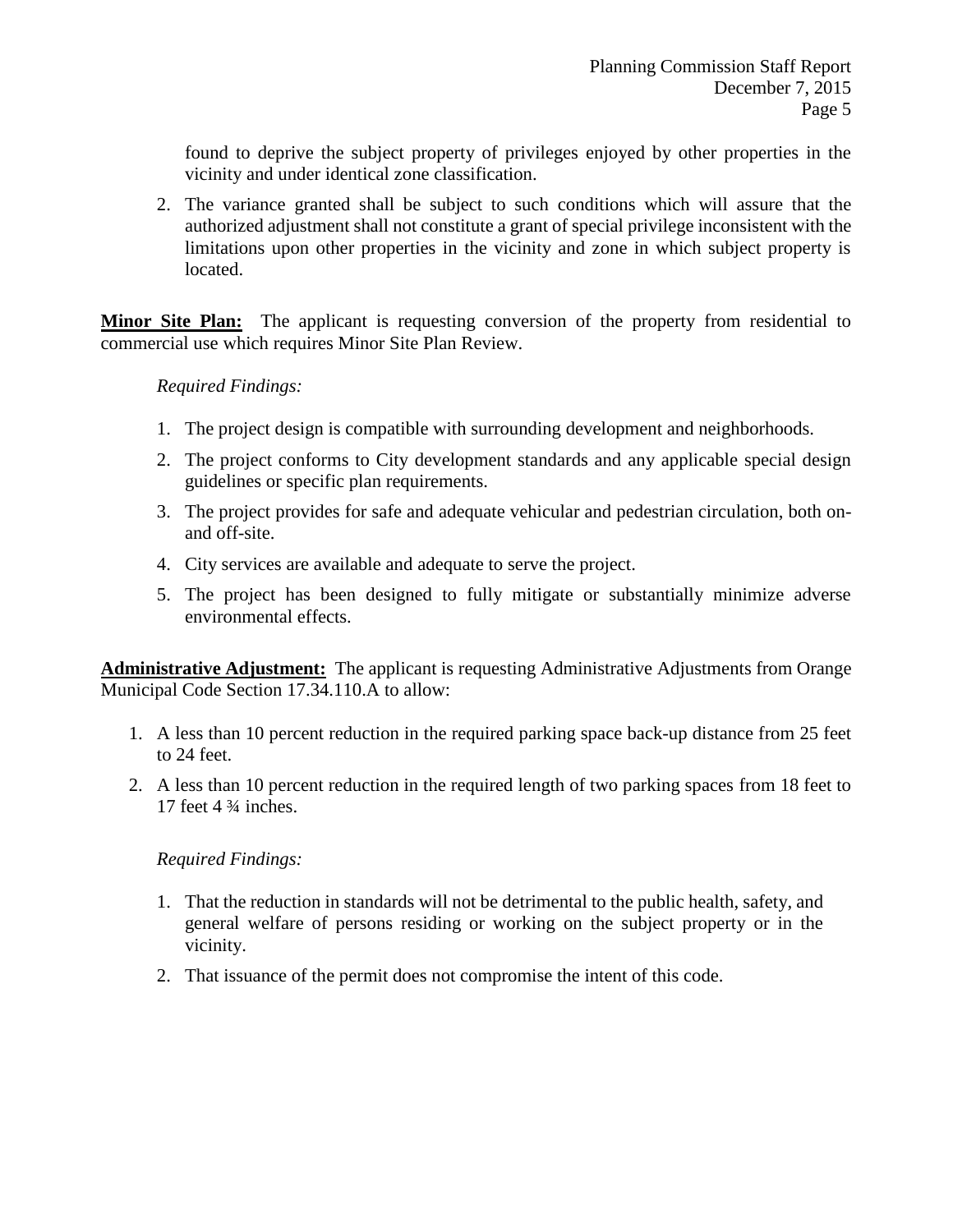found to deprive the subject property of privileges enjoyed by other properties in the vicinity and under identical zone classification.

2. The variance granted shall be subject to such conditions which will assure that the authorized adjustment shall not constitute a grant of special privilege inconsistent with the limitations upon other properties in the vicinity and zone in which subject property is located.

**Minor Site Plan:** The applicant is requesting conversion of the property from residential to commercial use which requires Minor Site Plan Review.

*Required Findings:*

1. The project design is compatible with surrounding development and neighborhoods.
2. The project conforms to City development standards and any applicable special design guidelines or specific plan requirements.
3. The project provides for safe and adequate vehicular and pedestrian circulation, both on- and off-site.
4. City services are available and adequate to serve the project.
5. The project has been designed to fully mitigate or substantially minimize adverse environmental effects.

**Administrative Adjustment:** The applicant is requesting Administrative Adjustments from Orange Municipal Code Section 17.34.110.A to allow:

1. A less than 10 percent reduction in the required parking space back-up distance from 25 feet to 24 feet.
2. A less than 10 percent reduction in the required length of two parking spaces from 18 feet to 17 feet 4 ¾ inches.

*Required Findings:*

1. That the reduction in standards will not be detrimental to the public health, safety, and general welfare of persons residing or working on the subject property or in the vicinity.
2. That issuance of the permit does not compromise the intent of this code.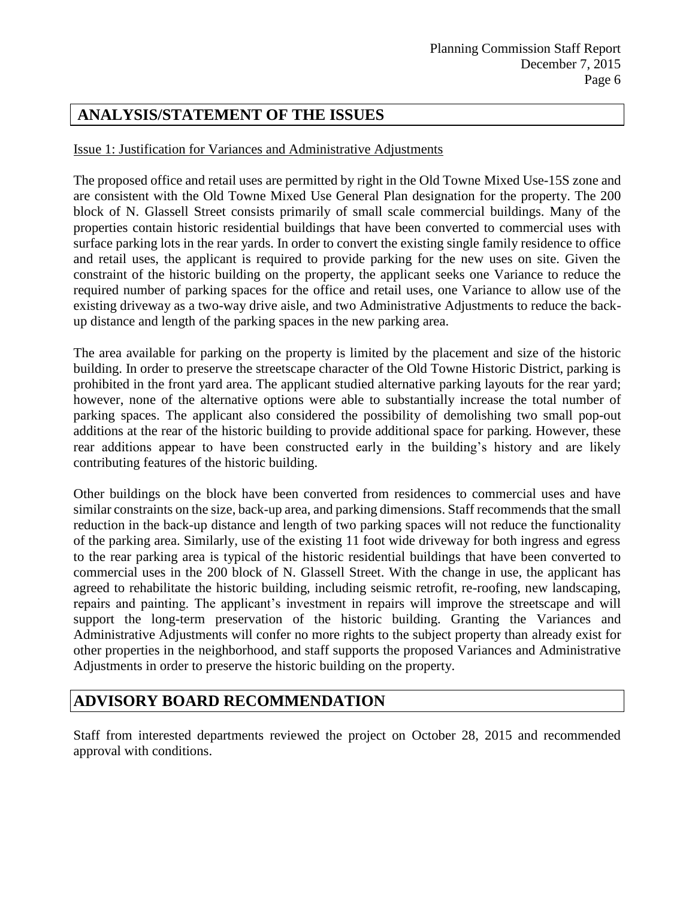## ANALYSIS/STATEMENT OF THE ISSUES

Issue 1: Justification for Variances and Administrative Adjustments

The proposed office and retail uses are permitted by right in the Old Towne Mixed Use-15S zone and are consistent with the Old Towne Mixed Use General Plan designation for the property. The 200 block of N. Glassell Street consists primarily of small scale commercial buildings. Many of the properties contain historic residential buildings that have been converted to commercial uses with surface parking lots in the rear yards. In order to convert the existing single family residence to office and retail uses, the applicant is required to provide parking for the new uses on site. Given the constraint of the historic building on the property, the applicant seeks one Variance to reduce the required number of parking spaces for the office and retail uses, one Variance to allow use of the existing driveway as a two-way drive aisle, and two Administrative Adjustments to reduce the back-up distance and length of the parking spaces in the new parking area.

The area available for parking on the property is limited by the placement and size of the historic building. In order to preserve the streetscape character of the Old Towne Historic District, parking is prohibited in the front yard area. The applicant studied alternative parking layouts for the rear yard; however, none of the alternative options were able to substantially increase the total number of parking spaces. The applicant also considered the possibility of demolishing two small pop-out additions at the rear of the historic building to provide additional space for parking. However, these rear additions appear to have been constructed early in the building's history and are likely contributing features of the historic building.

Other buildings on the block have been converted from residences to commercial uses and have similar constraints on the size, back-up area, and parking dimensions. Staff recommends that the small reduction in the back-up distance and length of two parking spaces will not reduce the functionality of the parking area. Similarly, use of the existing 11 foot wide driveway for both ingress and egress to the rear parking area is typical of the historic residential buildings that have been converted to commercial uses in the 200 block of N. Glassell Street. With the change in use, the applicant has agreed to rehabilitate the historic building, including seismic retrofit, re-roofing, new landscaping, repairs and painting. The applicant's investment in repairs will improve the streetscape and will support the long-term preservation of the historic building. Granting the Variances and Administrative Adjustments will confer no more rights to the subject property than already exist for other properties in the neighborhood, and staff supports the proposed Variances and Administrative Adjustments in order to preserve the historic building on the property.

## ADVISORY BOARD RECOMMENDATION

Staff from interested departments reviewed the project on October 28, 2015 and recommended approval with conditions.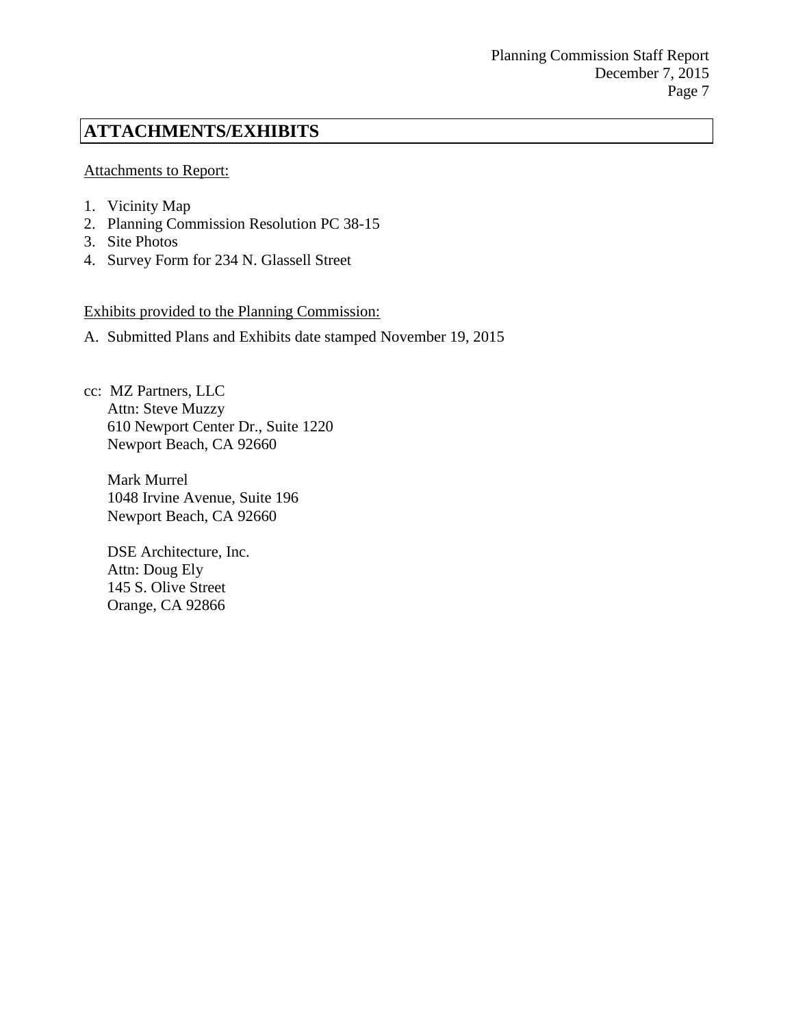## ATTACHMENTS/EXHIBITS

Attachments to Report:

1. Vicinity Map
2. Planning Commission Resolution PC 38-15
3. Site Photos
4. Survey Form for 234 N. Glassell Street

Exhibits provided to the Planning Commission:

A. Submitted Plans and Exhibits date stamped November 19, 2015

cc: MZ Partners, LLC
Attn: Steve Muzzy
610 Newport Center Dr., Suite 1220
Newport Beach, CA 92660

Mark Murrel
1048 Irvine Avenue, Suite 196
Newport Beach, CA 92660

DSE Architecture, Inc.
Attn: Doug Ely
145 S. Olive Street
Orange, CA 92866